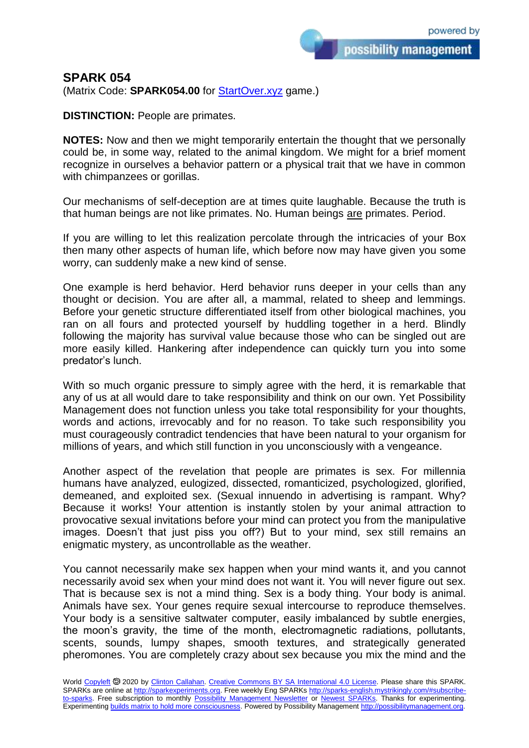## SPARK 054

(Matrix Code: **SPARK054.00** for StartOver.xyz game.)

**DISTINCTION:** People are primates.

**NOTES:** Now and then we might temporarily entertain the thought that we personally could be, in some way, related to the animal kingdom. We might for a brief moment recognize in ourselves a behavior pattern or a physical trait that we have in common with chimpanzees or gorillas.

Our mechanisms of self-deception are at times quite laughable. Because the truth is that human beings are not like primates. No. Human beings <u>are</u> primates. Period.

If you are willing to let this realization percolate through the intricacies of your Box then many other aspects of human life, which before now may have given you some worry, can suddenly make a new kind of sense.

One example is herd behavior. Herd behavior runs deeper in your cells than any thought or decision. You are after all, a mammal, related to sheep and lemmings. Before your genetic structure differentiated itself from other biological machines, you ran on all fours and protected yourself by huddling together in a herd. Blindly following the majority has survival value because those who can be singled out are more easily killed. Hankering after independence can quickly turn you into some predator's lunch.

With so much organic pressure to simply agree with the herd, it is remarkable that any of us at all would dare to take responsibility and think on our own. Yet Possibility Management does not function unless you take total responsibility for your thoughts, words and actions, irrevocably and for no reason. To take such responsibility you must courageously contradict tendencies that have been natural to your organism for millions of years, and which still function in you unconsciously with a vengeance.

Another aspect of the revelation that people are primates is sex. For millennia humans have analyzed, eulogized, dissected, romanticized, psychologized, glorified, demeaned, and exploited sex. (Sexual innuendo in advertising is rampant. Why? Because it works! Your attention is instantly stolen by your animal attraction to provocative sexual invitations before your mind can protect you from the manipulative images. Doesn't that just piss you off?) But to your mind, sex still remains an enigmatic mystery, as uncontrollable as the weather.

You cannot necessarily make sex happen when your mind wants it, and you cannot necessarily avoid sex when your mind does not want it. You will never figure out sex. That is because sex is not a mind thing. Sex is a body thing. Your body is animal. Animals have sex. Your genes require sexual intercourse to reproduce themselves. Your body is a sensitive saltwater computer, easily imbalanced by subtle energies, the moon's gravity, the time of the month, electromagnetic radiations, pollutants, scents, sounds, lumpy shapes, smooth textures, and strategically generated pheromones. You are completely crazy about sex because you mix the mind and the

World Copyleft 🄯 2020 by Clinton Callahan. Creative Commons BY SA International 4.0 License. Please share this SPARK. SPARKs are online at http://sparkexperiments.org. Free weekly Eng SPARKs http://sparks-english.mystrikingly.com/#subscribe-to-sparks. Free subscription to monthly Possibility Management Newsletter or Newest SPARKs. Thanks for experimenting. Experimenting builds matrix to hold more consciousness. Powered by Possibility Management http://possibilitymanagement.org.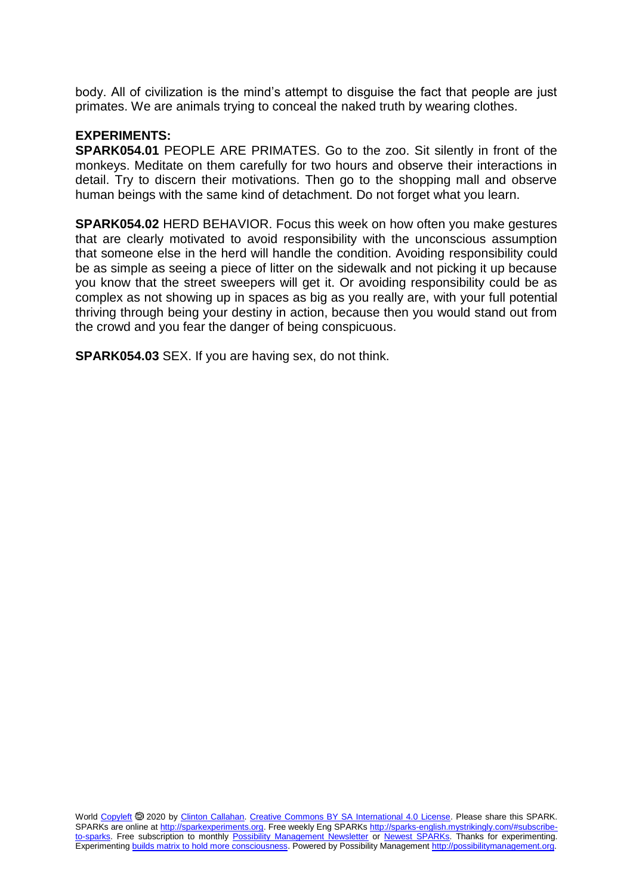body. All of civilization is the mind's attempt to disguise the fact that people are just primates. We are animals trying to conceal the naked truth by wearing clothes.

**EXPERIMENTS:**

**SPARK054.01** PEOPLE ARE PRIMATES. Go to the zoo. Sit silently in front of the monkeys. Meditate on them carefully for two hours and observe their interactions in detail. Try to discern their motivations. Then go to the shopping mall and observe human beings with the same kind of detachment. Do not forget what you learn.

**SPARK054.02** HERD BEHAVIOR. Focus this week on how often you make gestures that are clearly motivated to avoid responsibility with the unconscious assumption that someone else in the herd will handle the condition. Avoiding responsibility could be as simple as seeing a piece of litter on the sidewalk and not picking it up because you know that the street sweepers will get it. Or avoiding responsibility could be as complex as not showing up in spaces as big as you really are, with your full potential thriving through being your destiny in action, because then you would stand out from the crowd and you fear the danger of being conspicuous.

**SPARK054.03** SEX. If you are having sex, do not think.